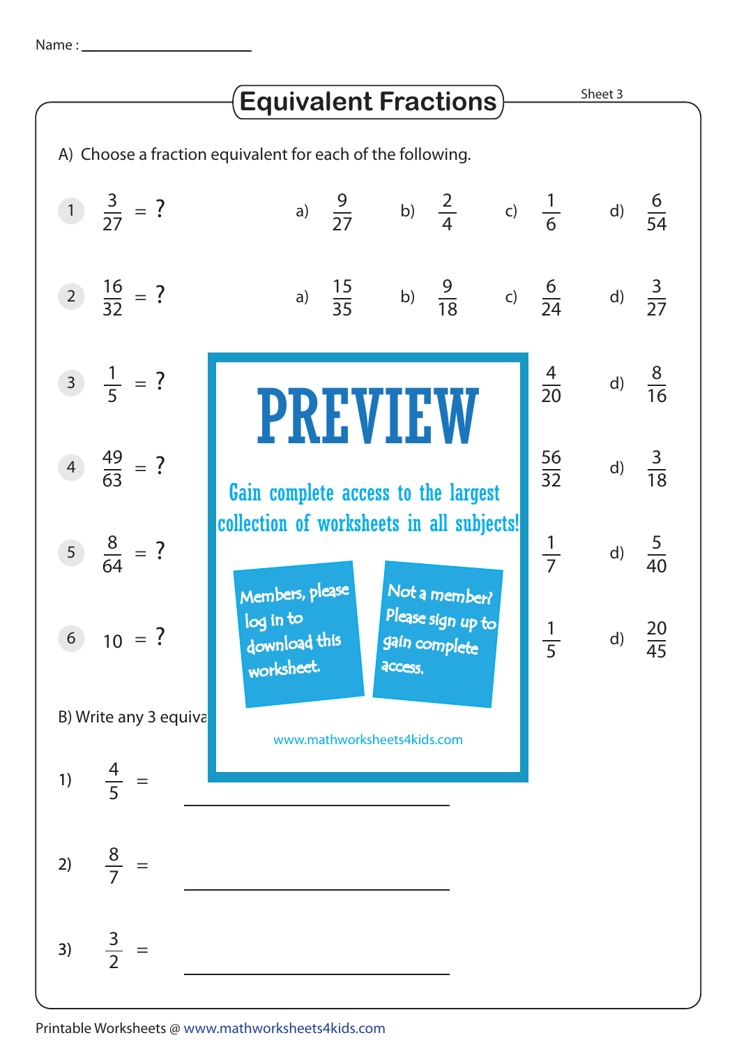Name : ______________________

# Equivalent Fractions

Sheet 3

A) Choose a fraction equivalent for each of the following.

1. $\frac{3}{27}$ = ?   a) $\frac{9}{27}$   b) $\frac{2}{4}$   c) $\frac{1}{6}$   d) $\frac{6}{54}$

2. $\frac{16}{32}$ = ?   a) $\frac{15}{35}$   b) $\frac{9}{18}$   c) $\frac{6}{24}$   d) $\frac{3}{27}$

3. $\frac{1}{5}$ = ?   $\frac{4}{20}$   d) $\frac{8}{16}$

4. $\frac{49}{63}$ = ?   $\frac{56}{32}$   d) $\frac{3}{18}$

5. $\frac{8}{64}$ = ?   $\frac{1}{7}$   d) $\frac{5}{40}$

6. 10 = ?   $\frac{1}{5}$   d) $\frac{20}{45}$

**PREVIEW**

Gain complete access to the largest collection of worksheets in all subjects!

Members, please log in to download this worksheet.

Not a member? Please sign up to gain complete access.

www.mathworksheets4kids.com

B) Write any 3 equiva

1) $\frac{4}{5}$ = ______________________

2) $\frac{8}{7}$ = ______________________

3) $\frac{3}{2}$ = ______________________

Printable Worksheets @ www.mathworksheets4kids.com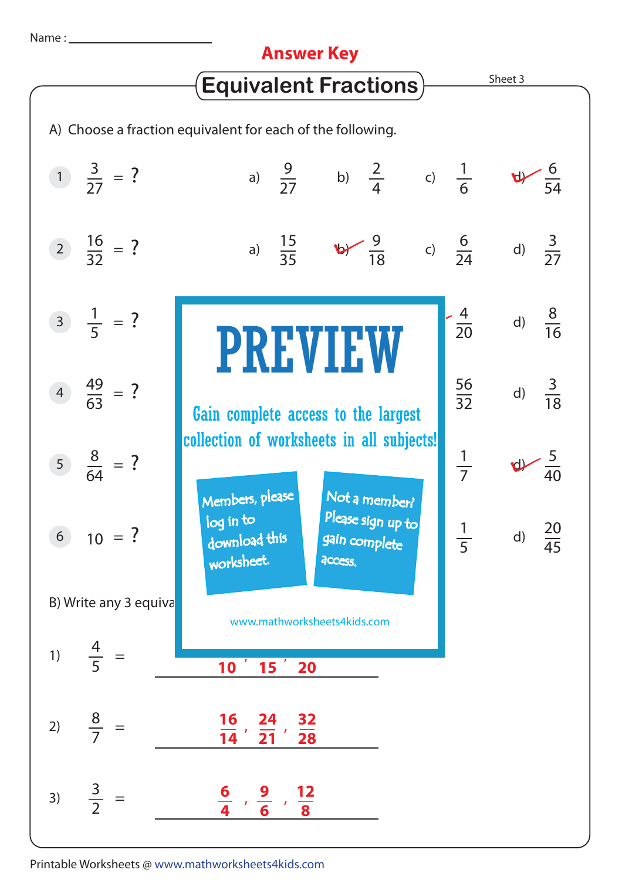Name : ____________________

**Answer Key**

# Equivalent Fractions

Sheet 3

A) Choose a fraction equivalent for each of the following.

1) $\frac{3}{27}$ = ?  a) $\frac{9}{27}$  b) $\frac{2}{4}$  c) $\frac{1}{6}$  **d) ✓** $\frac{6}{54}$

2) $\frac{16}{32}$ = ?  a) $\frac{15}{35}$  **b) ✓** $\frac{9}{18}$  c) $\frac{6}{24}$  d) $\frac{3}{27}$

3) $\frac{1}{5}$ = ?  $\frac{4}{20}$  d) $\frac{8}{16}$

4) $\frac{49}{63}$ = ?  $\frac{56}{32}$  d) $\frac{3}{18}$

5) $\frac{8}{64}$ = ?  $\frac{1}{7}$  **d) ✓** $\frac{5}{40}$

6) 10 = ?  $\frac{1}{5}$  d) $\frac{20}{45}$

**PREVIEW**

Gain complete access to the largest collection of worksheets in all subjects!

Members, please log in to download this worksheet.

Not a member? Please sign up to gain complete access.

www.mathworksheets4kids.com

B) Write any 3 equiva

1) $\frac{4}{5}$ = 10 , 15 , 20

2) $\frac{8}{7}$ = $\frac{16}{14}$ , $\frac{24}{21}$ , $\frac{32}{28}$

3) $\frac{3}{2}$ = $\frac{6}{4}$ , $\frac{9}{6}$ , $\frac{12}{8}$

Printable Worksheets @ www.mathworksheets4kids.com